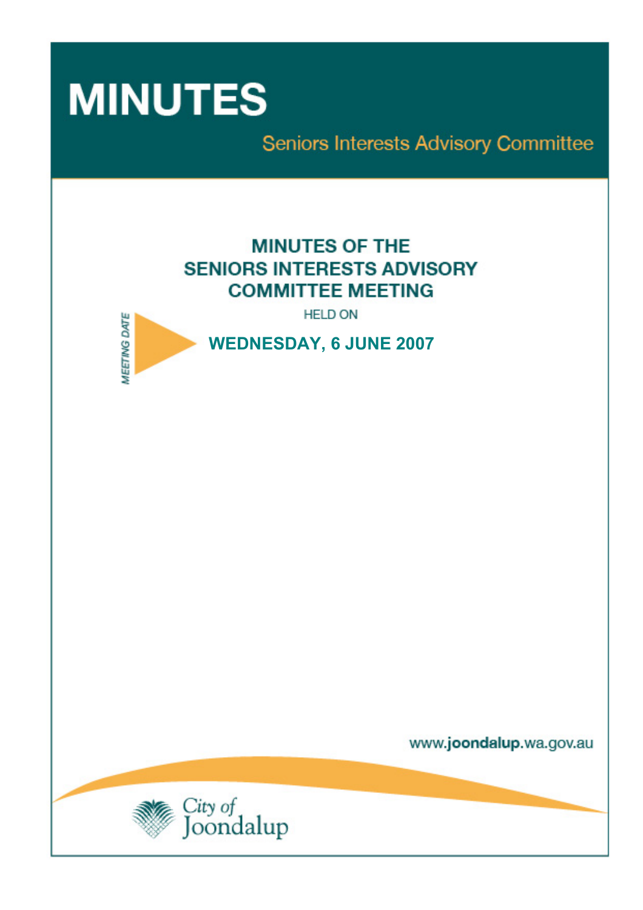# MINUTES

Seniors Interests Advisory Committee

## MINUTES OF THE SENIORS INTERESTS ADVISORY COMMITTEE MEETING

HELD ON

MEETING DATE

**WEDNESDAY, 6 JUNE 2007**

www.joondalup.wa.gov.au

City of Joondalup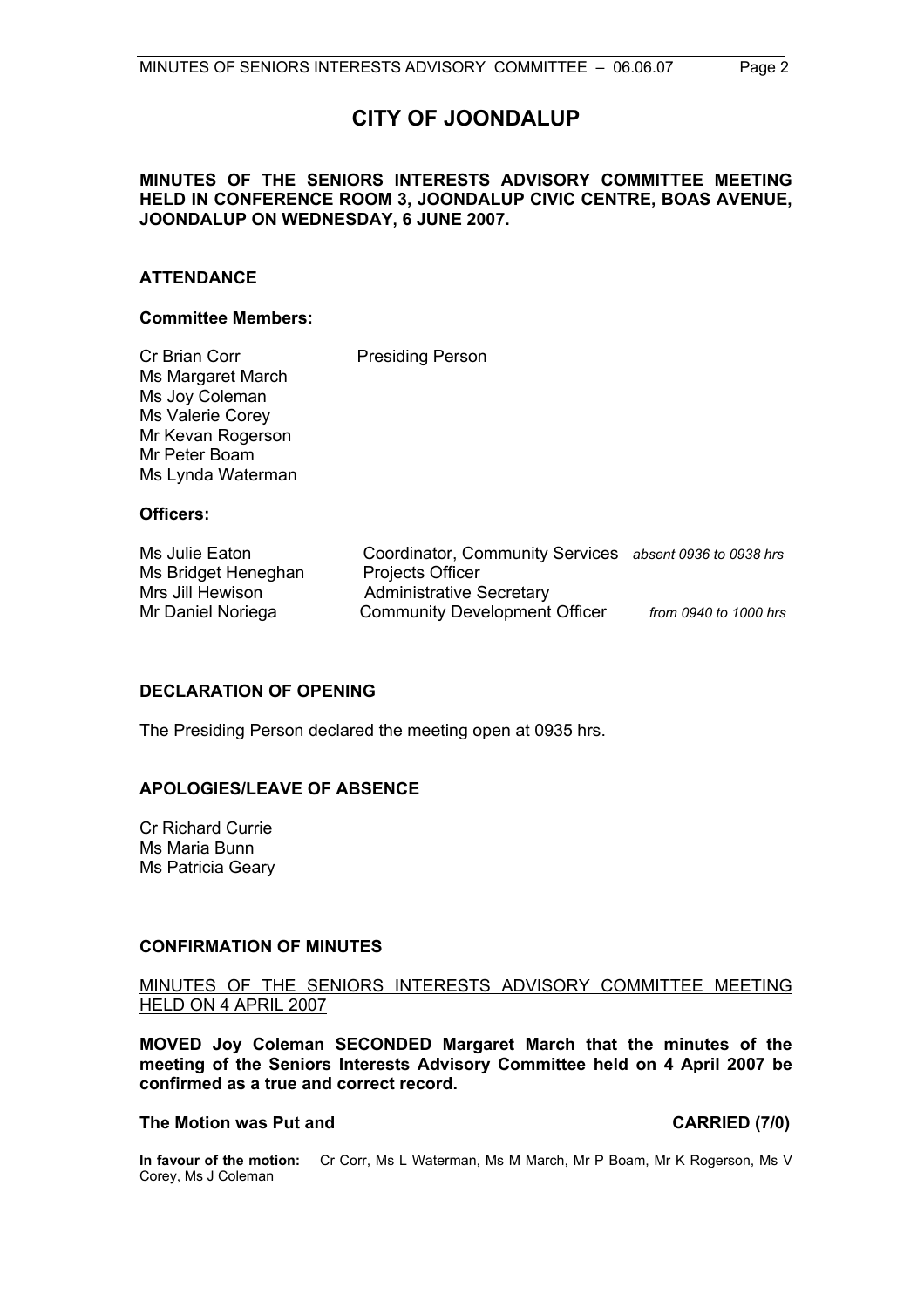# CITY OF JOONDALUP

**MINUTES OF THE SENIORS INTERESTS ADVISORY COMMITTEE MEETING HELD IN CONFERENCE ROOM 3, JOONDALUP CIVIC CENTRE, BOAS AVENUE, JOONDALUP ON WEDNESDAY, 6 JUNE 2007.**

## ATTENDANCE

### Committee Members:

| | |
|---|---|
| Cr Brian Corr | Presiding Person |
| Ms Margaret March | |
| Ms Joy Coleman | |
| Ms Valerie Corey | |
| Mr Kevan Rogerson | |
| Mr Peter Boam | |
| Ms Lynda Waterman | |

### Officers:

| | | |
|---|---|---|
| Ms Julie Eaton | Coordinator, Community Services | *absent 0936 to 0938 hrs* |
| Ms Bridget Heneghan | Projects Officer | |
| Mrs Jill Hewison | Administrative Secretary | |
| Mr Daniel Noriega | Community Development Officer | *from 0940 to 1000 hrs* |

## DECLARATION OF OPENING

The Presiding Person declared the meeting open at 0935 hrs.

## APOLOGIES/LEAVE OF ABSENCE

Cr Richard Currie
Ms Maria Bunn
Ms Patricia Geary

## CONFIRMATION OF MINUTES

MINUTES OF THE SENIORS INTERESTS ADVISORY COMMITTEE MEETING HELD ON 4 APRIL 2007

**MOVED Joy Coleman SECONDED Margaret March that the minutes of the meeting of the Seniors Interests Advisory Committee held on 4 April 2007 be confirmed as a true and correct record.**

**The Motion was Put and CARRIED (7/0)**

**In favour of the motion:** Cr Corr, Ms L Waterman, Ms M March, Mr P Boam, Mr K Rogerson, Ms V Corey, Ms J Coleman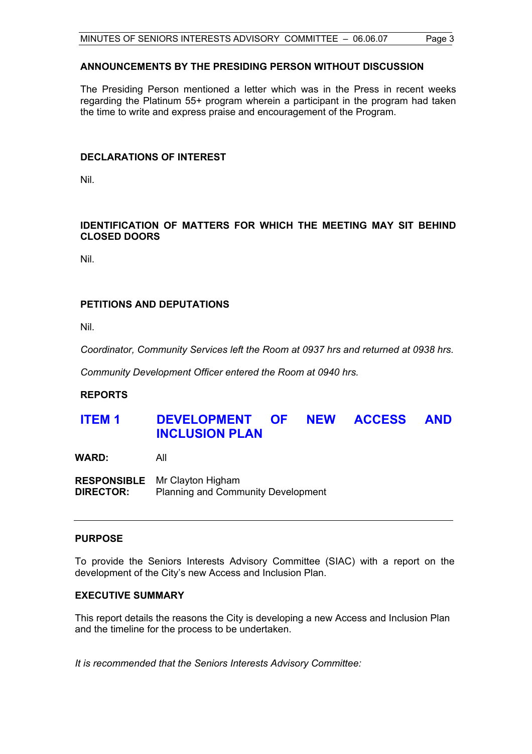## ANNOUNCEMENTS BY THE PRESIDING PERSON WITHOUT DISCUSSION

The Presiding Person mentioned a letter which was in the Press in recent weeks regarding the Platinum 55+ program wherein a participant in the program had taken the time to write and express praise and encouragement of the Program.

## DECLARATIONS OF INTEREST

Nil.

## IDENTIFICATION OF MATTERS FOR WHICH THE MEETING MAY SIT BEHIND CLOSED DOORS

Nil.

## PETITIONS AND DEPUTATIONS

Nil.

*Coordinator, Community Services left the Room at 0937 hrs and returned at 0938 hrs.*

*Community Development Officer entered the Room at 0940 hrs.*

## REPORTS

# ITEM 1 DEVELOPMENT OF NEW ACCESS AND INCLUSION PLAN

**WARD:** All

**RESPONSIBLE DIRECTOR:** Mr Clayton Higham
Planning and Community Development

---

## PURPOSE

To provide the Seniors Interests Advisory Committee (SIAC) with a report on the development of the City's new Access and Inclusion Plan.

## EXECUTIVE SUMMARY

This report details the reasons the City is developing a new Access and Inclusion Plan and the timeline for the process to be undertaken.

*It is recommended that the Seniors Interests Advisory Committee:*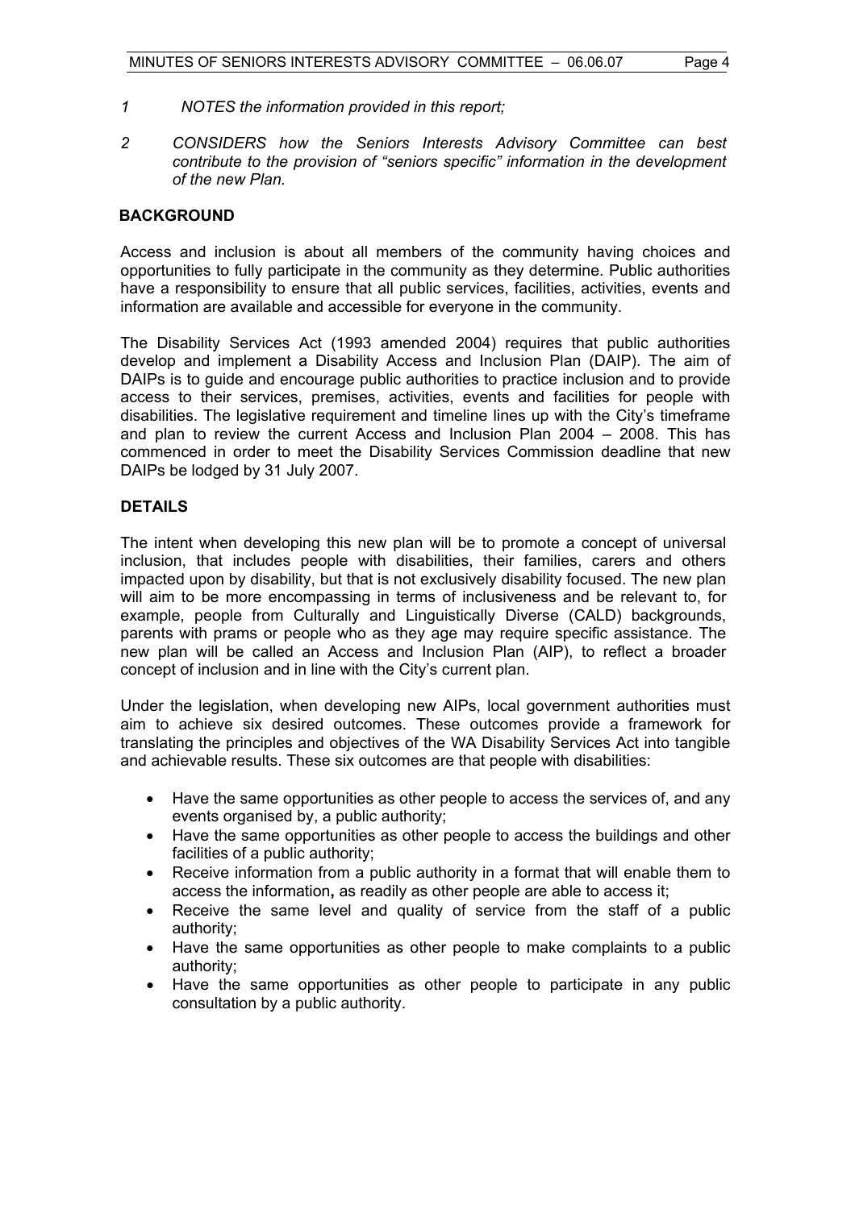*1 NOTES the information provided in this report;*

*2 CONSIDERS how the Seniors Interests Advisory Committee can best contribute to the provision of "seniors specific" information in the development of the new Plan.*

## BACKGROUND

Access and inclusion is about all members of the community having choices and opportunities to fully participate in the community as they determine. Public authorities have a responsibility to ensure that all public services, facilities, activities, events and information are available and accessible for everyone in the community.

The Disability Services Act (1993 amended 2004) requires that public authorities develop and implement a Disability Access and Inclusion Plan (DAIP). The aim of DAIPs is to guide and encourage public authorities to practice inclusion and to provide access to their services, premises, activities, events and facilities for people with disabilities. The legislative requirement and timeline lines up with the City's timeframe and plan to review the current Access and Inclusion Plan 2004 – 2008. This has commenced in order to meet the Disability Services Commission deadline that new DAIPs be lodged by 31 July 2007.

## DETAILS

The intent when developing this new plan will be to promote a concept of universal inclusion, that includes people with disabilities, their families, carers and others impacted upon by disability, but that is not exclusively disability focused. The new plan will aim to be more encompassing in terms of inclusiveness and be relevant to, for example, people from Culturally and Linguistically Diverse (CALD) backgrounds, parents with prams or people who as they age may require specific assistance. The new plan will be called an Access and Inclusion Plan (AIP), to reflect a broader concept of inclusion and in line with the City's current plan.

Under the legislation, when developing new AIPs, local government authorities must aim to achieve six desired outcomes. These outcomes provide a framework for translating the principles and objectives of the WA Disability Services Act into tangible and achievable results. These six outcomes are that people with disabilities:

- Have the same opportunities as other people to access the services of, and any events organised by, a public authority;
- Have the same opportunities as other people to access the buildings and other facilities of a public authority;
- Receive information from a public authority in a format that will enable them to access the information**,** as readily as other people are able to access it;
- Receive the same level and quality of service from the staff of a public authority;
- Have the same opportunities as other people to make complaints to a public authority;
- Have the same opportunities as other people to participate in any public consultation by a public authority.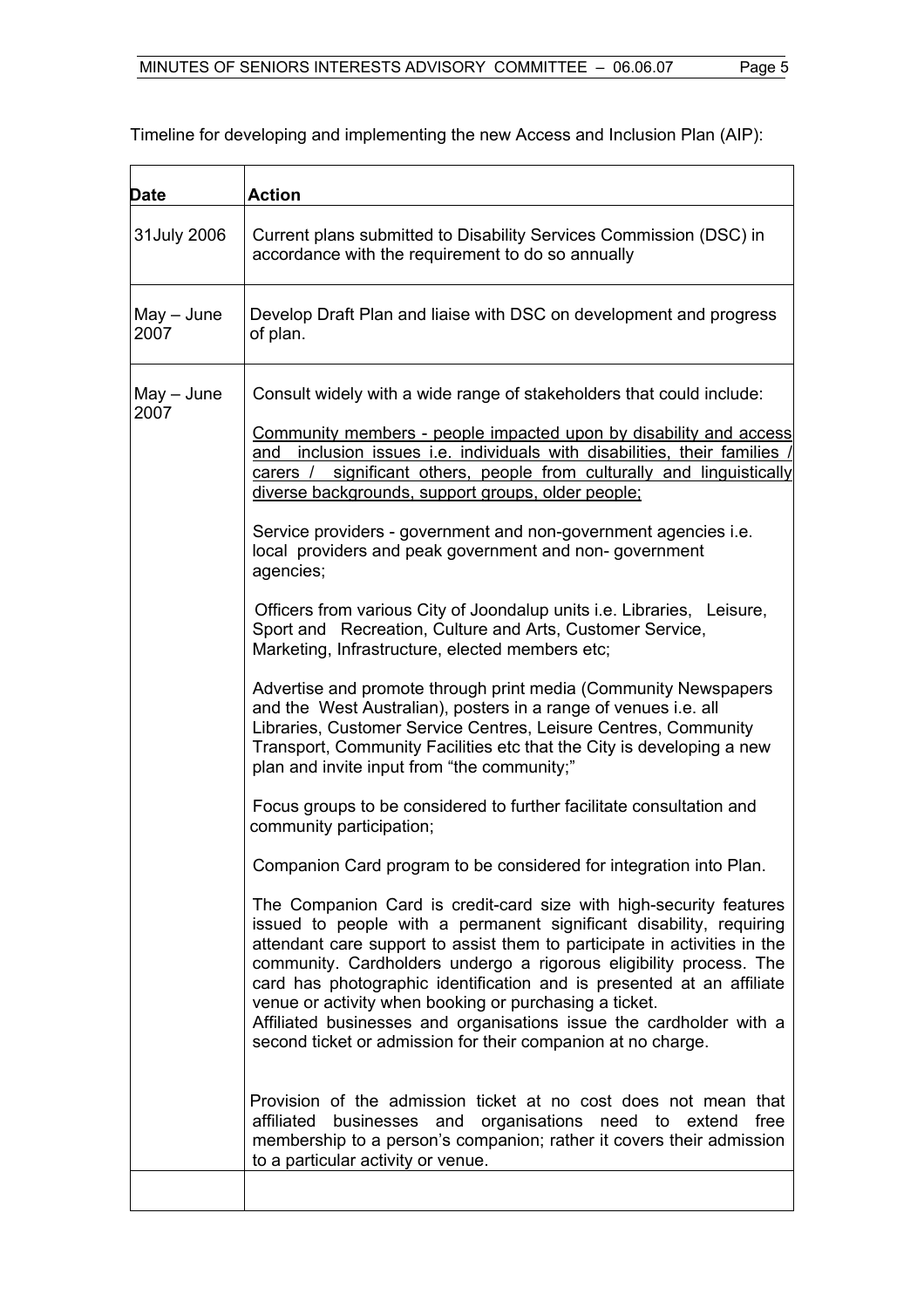Timeline for developing and implementing the new Access and Inclusion Plan (AIP):

| Date | Action |
|---|---|
| 31July 2006 | Current plans submitted to Disability Services Commission (DSC) in accordance with the requirement to do so annually |
| May – June 2007 | Develop Draft Plan and liaise with DSC on development and progress of plan. |
| May – June 2007 | Consult widely with a wide range of stakeholders that could include:<br><br><u>Community members - people impacted upon by disability and access and inclusion issues i.e. individuals with disabilities, their families / carers / significant others, people from culturally and linguistically diverse backgrounds, support groups, older people;</u><br><br>Service providers - government and non-government agencies i.e. local providers and peak government and non- government agencies;<br><br>Officers from various City of Joondalup units i.e. Libraries, Leisure, Sport and Recreation, Culture and Arts, Customer Service, Marketing, Infrastructure, elected members etc;<br><br>Advertise and promote through print media (Community Newspapers and the West Australian), posters in a range of venues i.e. all Libraries, Customer Service Centres, Leisure Centres, Community Transport, Community Facilities etc that the City is developing a new plan and invite input from "the community;"<br><br>Focus groups to be considered to further facilitate consultation and community participation;<br><br>Companion Card program to be considered for integration into Plan.<br><br>The Companion Card is credit-card size with high-security features issued to people with a permanent significant disability, requiring attendant care support to assist them to participate in activities in the community. Cardholders undergo a rigorous eligibility process. The card has photographic identification and is presented at an affiliate venue or activity when booking or purchasing a ticket.<br>Affiliated businesses and organisations issue the cardholder with a second ticket or admission for their companion at no charge.<br><br>Provision of the admission ticket at no cost does not mean that affiliated businesses and organisations need to extend free membership to a person's companion; rather it covers their admission to a particular activity or venue. |
| | |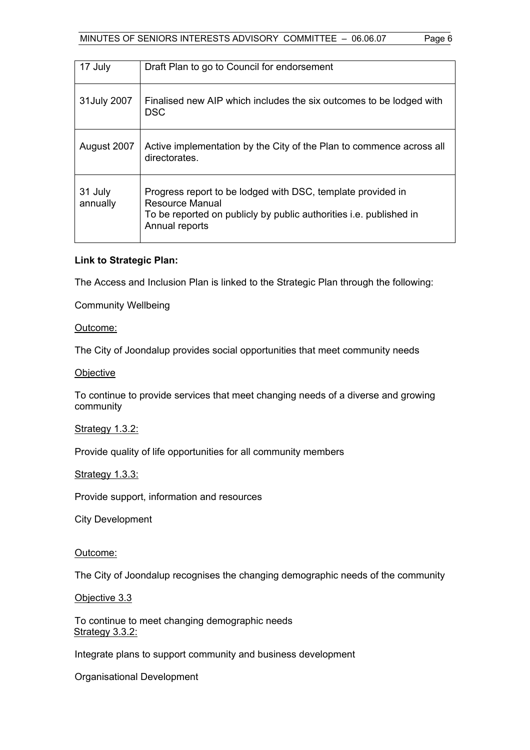| 17 July | Draft Plan to go to Council for endorsement |
|---|---|
| 31July 2007 | Finalised new AIP which includes the six outcomes to be lodged with DSC |
| August 2007 | Active implementation by the City of the Plan to commence across all directorates. |
| 31 July annually | Progress report to be lodged with DSC, template provided in Resource Manual<br>To be reported on publicly by public authorities i.e. published in Annual reports |

**Link to Strategic Plan:**

The Access and Inclusion Plan is linked to the Strategic Plan through the following:

Community Wellbeing

Outcome:

The City of Joondalup provides social opportunities that meet community needs

Objective

To continue to provide services that meet changing needs of a diverse and growing community

Strategy 1.3.2:

Provide quality of life opportunities for all community members

Strategy 1.3.3:

Provide support, information and resources

City Development

Outcome:

The City of Joondalup recognises the changing demographic needs of the community

Objective 3.3

To continue to meet changing demographic needs

Strategy 3.3.2:

Integrate plans to support community and business development

Organisational Development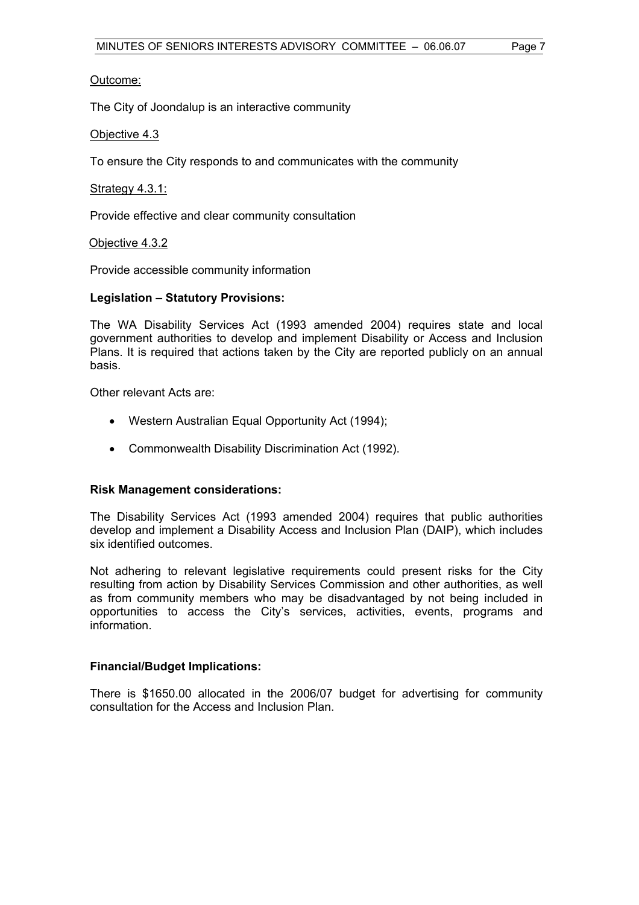Outcome:

The City of Joondalup is an interactive community

Objective 4.3

To ensure the City responds to and communicates with the community

Strategy 4.3.1:

Provide effective and clear community consultation

Objective 4.3.2

Provide accessible community information

**Legislation – Statutory Provisions:**

The WA Disability Services Act (1993 amended 2004) requires state and local government authorities to develop and implement Disability or Access and Inclusion Plans. It is required that actions taken by the City are reported publicly on an annual basis.

Other relevant Acts are:

- Western Australian Equal Opportunity Act (1994);
- Commonwealth Disability Discrimination Act (1992).

**Risk Management considerations:**

The Disability Services Act (1993 amended 2004) requires that public authorities develop and implement a Disability Access and Inclusion Plan (DAIP), which includes six identified outcomes.

Not adhering to relevant legislative requirements could present risks for the City resulting from action by Disability Services Commission and other authorities, as well as from community members who may be disadvantaged by not being included in opportunities to access the City's services, activities, events, programs and information.

**Financial/Budget Implications:**

There is $1650.00 allocated in the 2006/07 budget for advertising for community consultation for the Access and Inclusion Plan.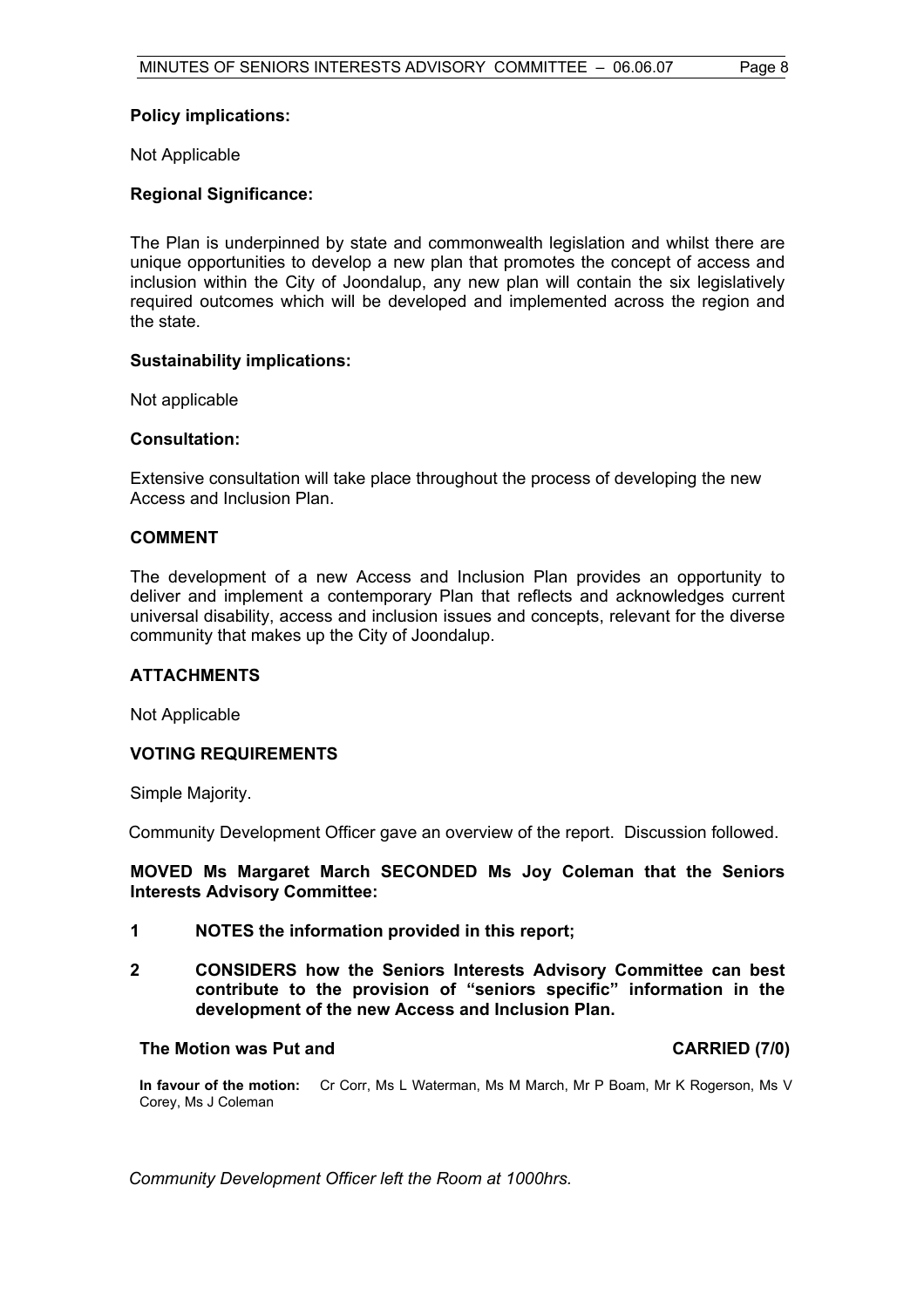**Policy implications:**

Not Applicable

**Regional Significance:**

The Plan is underpinned by state and commonwealth legislation and whilst there are unique opportunities to develop a new plan that promotes the concept of access and inclusion within the City of Joondalup, any new plan will contain the six legislatively required outcomes which will be developed and implemented across the region and the state.

**Sustainability implications:**

Not applicable

**Consultation:**

Extensive consultation will take place throughout the process of developing the new Access and Inclusion Plan.

## COMMENT

The development of a new Access and Inclusion Plan provides an opportunity to deliver and implement a contemporary Plan that reflects and acknowledges current universal disability, access and inclusion issues and concepts, relevant for the diverse community that makes up the City of Joondalup.

## ATTACHMENTS

Not Applicable

## VOTING REQUIREMENTS

Simple Majority.

Community Development Officer gave an overview of the report. Discussion followed.

**MOVED Ms Margaret March SECONDED Ms Joy Coleman that the Seniors Interests Advisory Committee:**

**1 NOTES the information provided in this report;**

**2 CONSIDERS how the Seniors Interests Advisory Committee can best contribute to the provision of "seniors specific" information in the development of the new Access and Inclusion Plan.**

**The Motion was Put and CARRIED (7/0)**

**In favour of the motion:** Cr Corr, Ms L Waterman, Ms M March, Mr P Boam, Mr K Rogerson, Ms V Corey, Ms J Coleman

*Community Development Officer left the Room at 1000hrs.*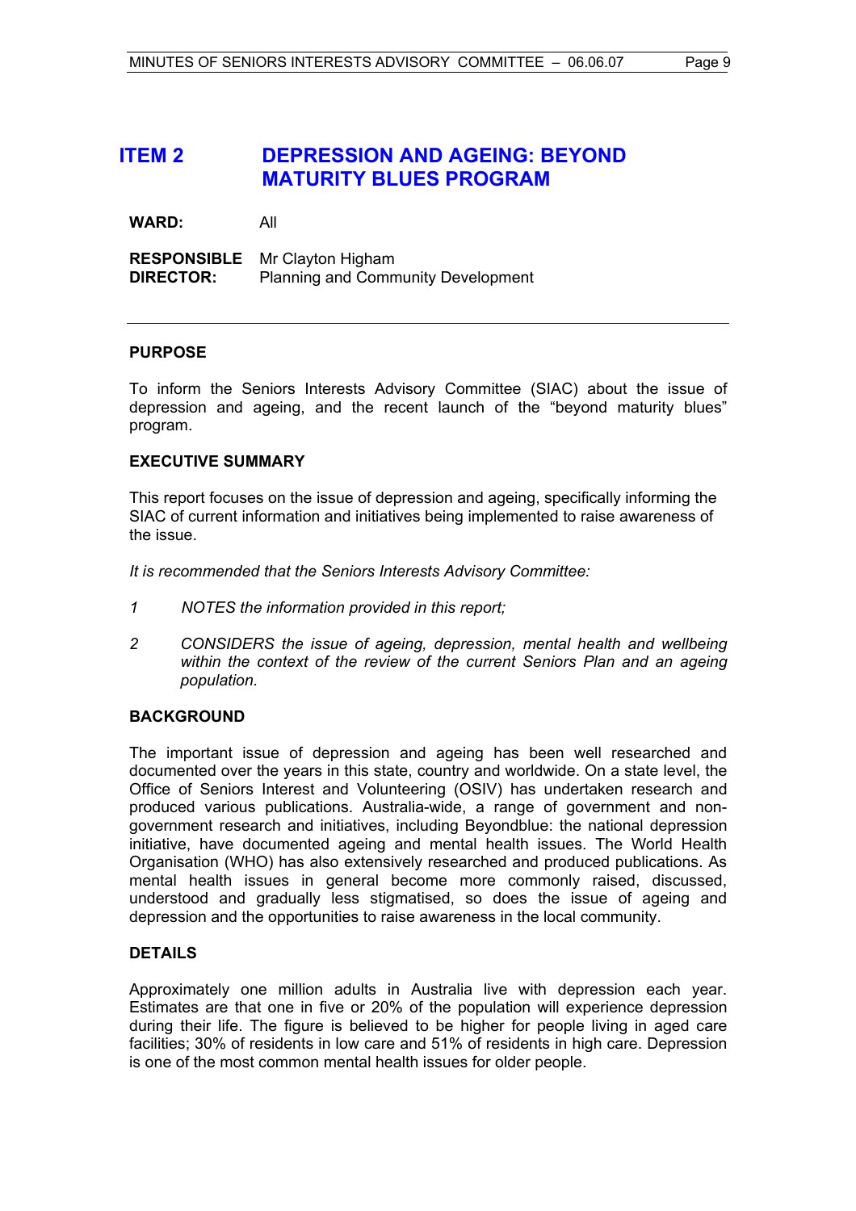# ITEM 2 DEPRESSION AND AGEING: BEYOND MATURITY BLUES PROGRAM

**WARD:** All

**RESPONSIBLE DIRECTOR:** Mr Clayton Higham
Planning and Community Development

---

### PURPOSE

To inform the Seniors Interests Advisory Committee (SIAC) about the issue of depression and ageing, and the recent launch of the "beyond maturity blues" program.

### EXECUTIVE SUMMARY

This report focuses on the issue of depression and ageing, specifically informing the SIAC of current information and initiatives being implemented to raise awareness of the issue.

*It is recommended that the Seniors Interests Advisory Committee:*

*1 NOTES the information provided in this report;*

*2 CONSIDERS the issue of ageing, depression, mental health and wellbeing within the context of the review of the current Seniors Plan and an ageing population.*

### BACKGROUND

The important issue of depression and ageing has been well researched and documented over the years in this state, country and worldwide. On a state level, the Office of Seniors Interest and Volunteering (OSIV) has undertaken research and produced various publications. Australia-wide, a range of government and non-government research and initiatives, including Beyondblue: the national depression initiative, have documented ageing and mental health issues. The World Health Organisation (WHO) has also extensively researched and produced publications. As mental health issues in general become more commonly raised, discussed, understood and gradually less stigmatised, so does the issue of ageing and depression and the opportunities to raise awareness in the local community.

### DETAILS

Approximately one million adults in Australia live with depression each year. Estimates are that one in five or 20% of the population will experience depression during their life. The figure is believed to be higher for people living in aged care facilities; 30% of residents in low care and 51% of residents in high care. Depression is one of the most common mental health issues for older people.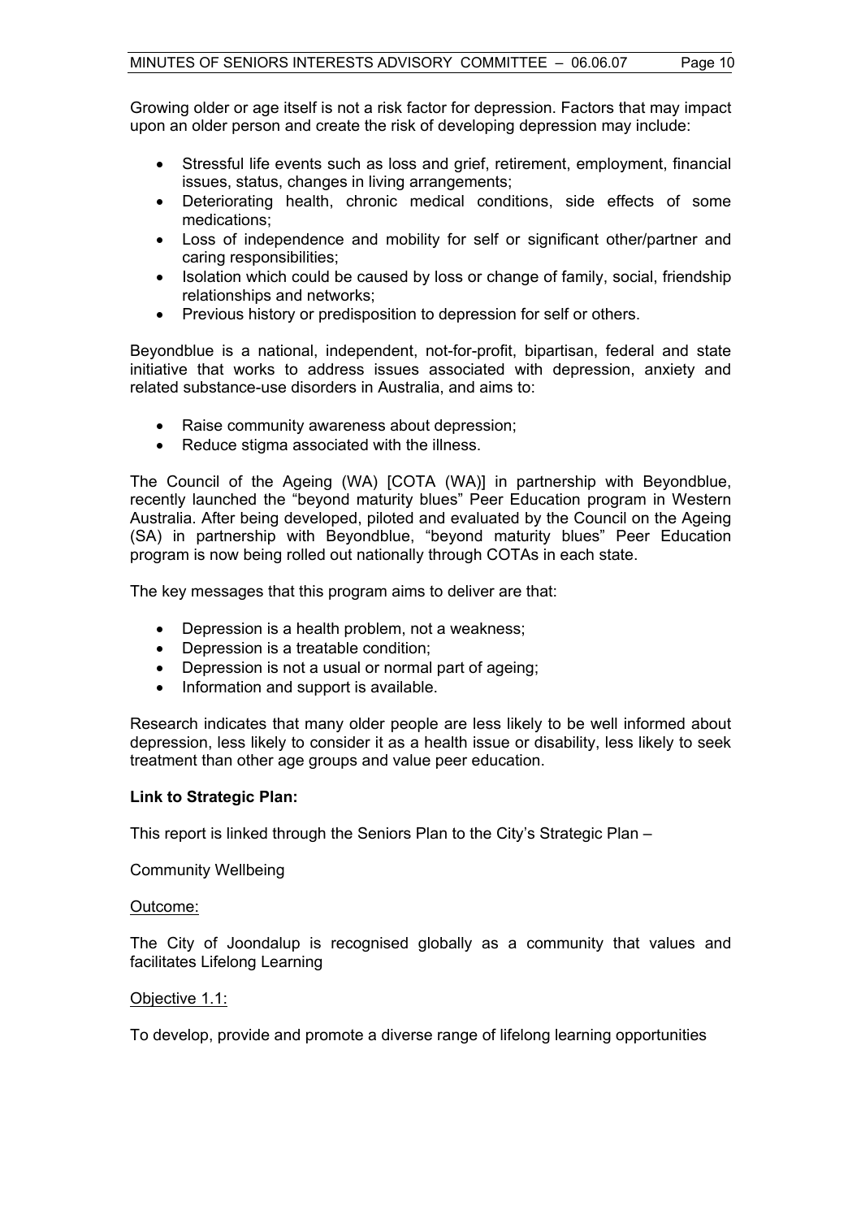Growing older or age itself is not a risk factor for depression. Factors that may impact upon an older person and create the risk of developing depression may include:

- Stressful life events such as loss and grief, retirement, employment, financial issues, status, changes in living arrangements;
- Deteriorating health, chronic medical conditions, side effects of some medications;
- Loss of independence and mobility for self or significant other/partner and caring responsibilities;
- Isolation which could be caused by loss or change of family, social, friendship relationships and networks;
- Previous history or predisposition to depression for self or others.

Beyondblue is a national, independent, not-for-profit, bipartisan, federal and state initiative that works to address issues associated with depression, anxiety and related substance-use disorders in Australia, and aims to:

- Raise community awareness about depression;
- Reduce stigma associated with the illness.

The Council of the Ageing (WA) [COTA (WA)] in partnership with Beyondblue, recently launched the "beyond maturity blues" Peer Education program in Western Australia. After being developed, piloted and evaluated by the Council on the Ageing (SA) in partnership with Beyondblue, "beyond maturity blues" Peer Education program is now being rolled out nationally through COTAs in each state.

The key messages that this program aims to deliver are that:

- Depression is a health problem, not a weakness;
- Depression is a treatable condition;
- Depression is not a usual or normal part of ageing;
- Information and support is available.

Research indicates that many older people are less likely to be well informed about depression, less likely to consider it as a health issue or disability, less likely to seek treatment than other age groups and value peer education.

**Link to Strategic Plan:**

This report is linked through the Seniors Plan to the City's Strategic Plan –

Community Wellbeing

Outcome:

The City of Joondalup is recognised globally as a community that values and facilitates Lifelong Learning

Objective 1.1:

To develop, provide and promote a diverse range of lifelong learning opportunities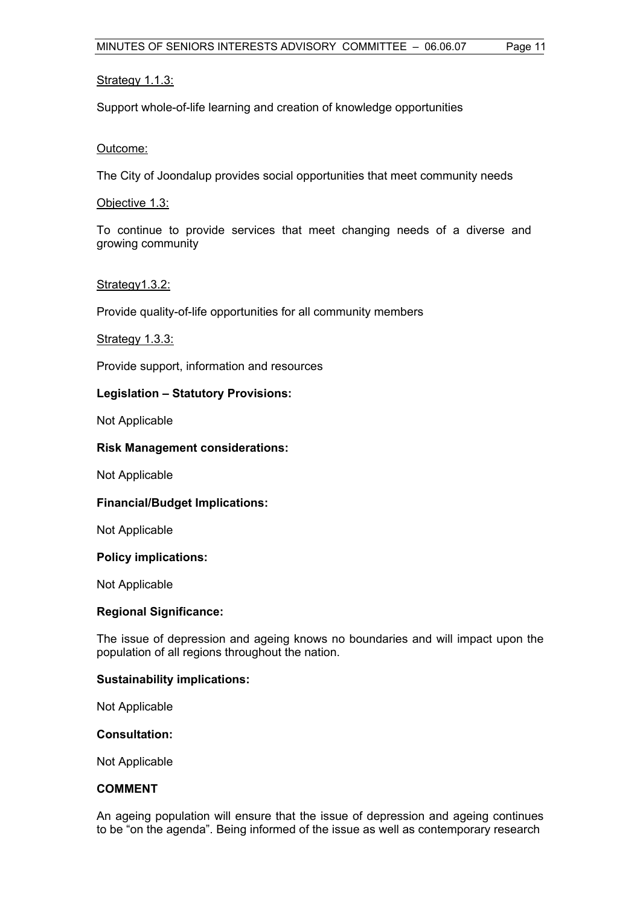<u>Strategy 1.1.3:</u>

Support whole-of-life learning and creation of knowledge opportunities

<u>Outcome:</u>

The City of Joondalup provides social opportunities that meet community needs

<u>Objective 1.3:</u>

To continue to provide services that meet changing needs of a diverse and growing community

<u>Strategy1.3.2:</u>

Provide quality-of-life opportunities for all community members

<u>Strategy 1.3.3:</u>

Provide support, information and resources

**Legislation – Statutory Provisions:**

Not Applicable

**Risk Management considerations:**

Not Applicable

**Financial/Budget Implications:**

Not Applicable

**Policy implications:**

Not Applicable

**Regional Significance:**

The issue of depression and ageing knows no boundaries and will impact upon the population of all regions throughout the nation.

**Sustainability implications:**

Not Applicable

**Consultation:**

Not Applicable

**COMMENT**

An ageing population will ensure that the issue of depression and ageing continues to be "on the agenda". Being informed of the issue as well as contemporary research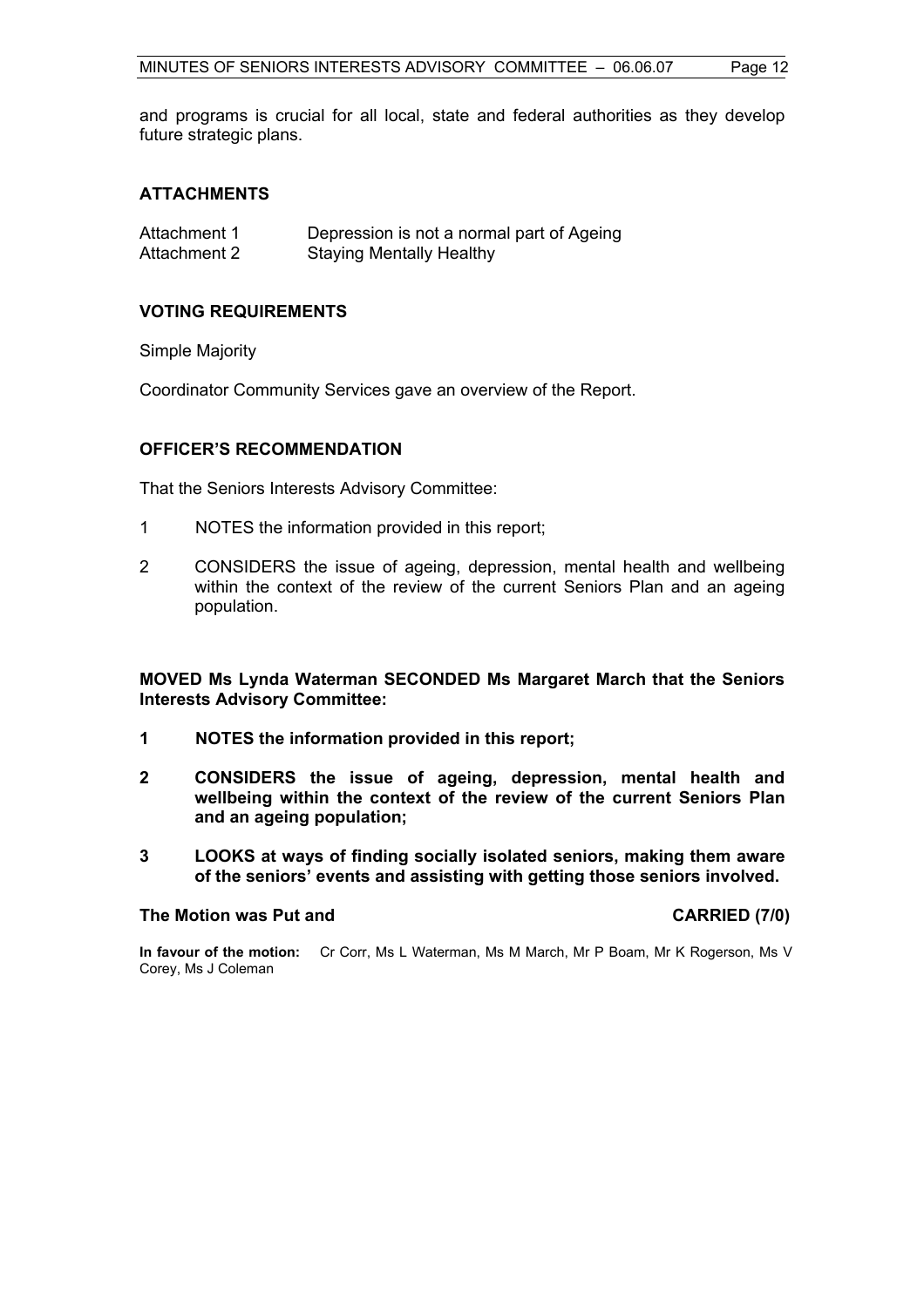and programs is crucial for all local, state and federal authorities as they develop future strategic plans.

## ATTACHMENTS

| | |
|---|---|
| Attachment 1 | Depression is not a normal part of Ageing |
| Attachment 2 | Staying Mentally Healthy |

## VOTING REQUIREMENTS

Simple Majority

Coordinator Community Services gave an overview of the Report.

## OFFICER'S RECOMMENDATION

That the Seniors Interests Advisory Committee:

1 NOTES the information provided in this report;

2 CONSIDERS the issue of ageing, depression, mental health and wellbeing within the context of the review of the current Seniors Plan and an ageing population.

**MOVED Ms Lynda Waterman SECONDED Ms Margaret March that the Seniors Interests Advisory Committee:**

**1 NOTES the information provided in this report;**

**2 CONSIDERS the issue of ageing, depression, mental health and wellbeing within the context of the review of the current Seniors Plan and an ageing population;**

**3 LOOKS at ways of finding socially isolated seniors, making them aware of the seniors' events and assisting with getting those seniors involved.**

**The Motion was Put and CARRIED (7/0)**

**In favour of the motion:** Cr Corr, Ms L Waterman, Ms M March, Mr P Boam, Mr K Rogerson, Ms V Corey, Ms J Coleman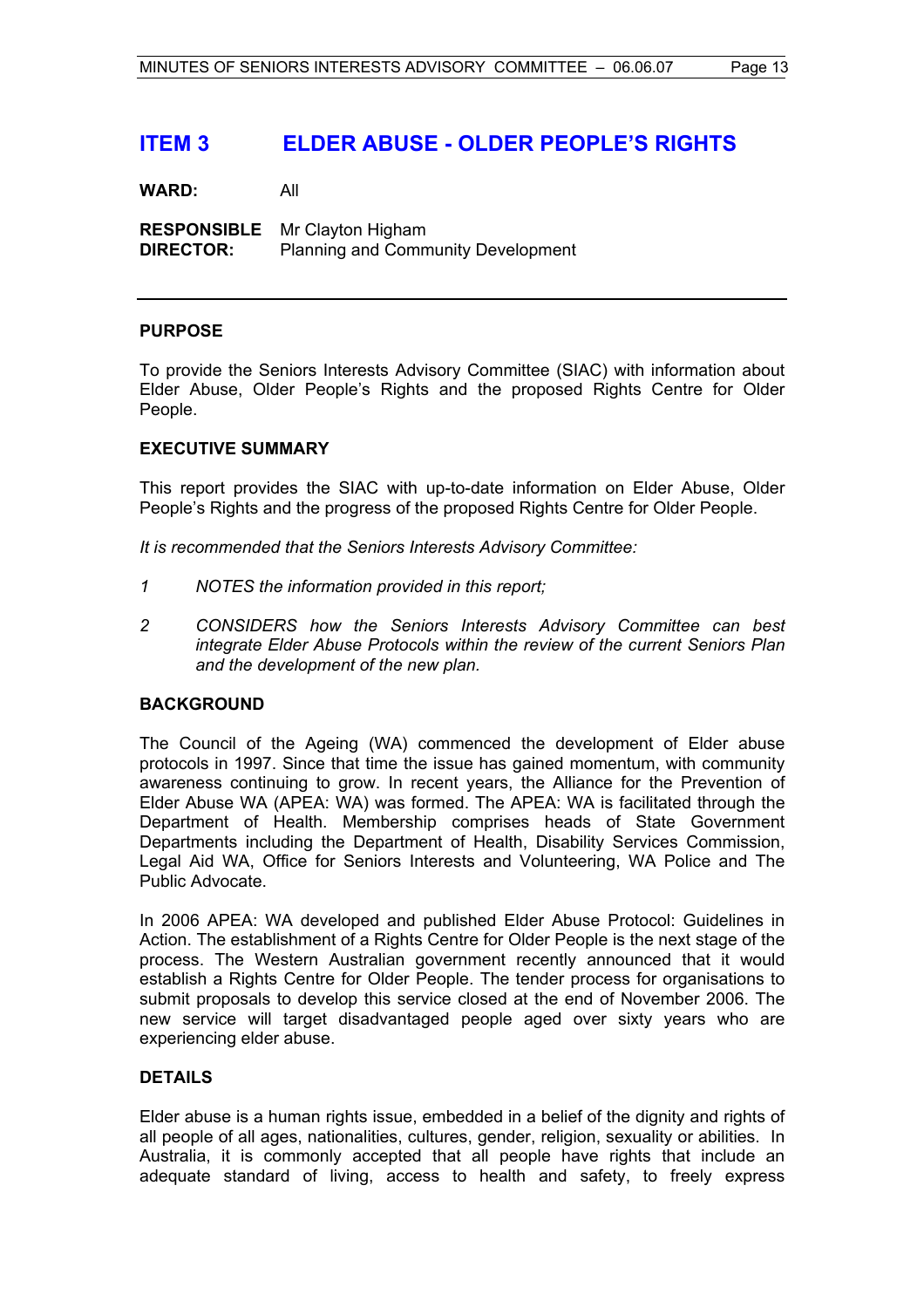# ITEM 3 ELDER ABUSE - OLDER PEOPLE'S RIGHTS

**WARD:** All

**RESPONSIBLE DIRECTOR:** Mr Clayton Higham
Planning and Community Development

---

## PURPOSE

To provide the Seniors Interests Advisory Committee (SIAC) with information about Elder Abuse, Older People's Rights and the proposed Rights Centre for Older People.

## EXECUTIVE SUMMARY

This report provides the SIAC with up-to-date information on Elder Abuse, Older People's Rights and the progress of the proposed Rights Centre for Older People.

*It is recommended that the Seniors Interests Advisory Committee:*

*1 NOTES the information provided in this report;*

*2 CONSIDERS how the Seniors Interests Advisory Committee can best integrate Elder Abuse Protocols within the review of the current Seniors Plan and the development of the new plan.*

## BACKGROUND

The Council of the Ageing (WA) commenced the development of Elder abuse protocols in 1997. Since that time the issue has gained momentum, with community awareness continuing to grow. In recent years, the Alliance for the Prevention of Elder Abuse WA (APEA: WA) was formed. The APEA: WA is facilitated through the Department of Health. Membership comprises heads of State Government Departments including the Department of Health, Disability Services Commission, Legal Aid WA, Office for Seniors Interests and Volunteering, WA Police and The Public Advocate.

In 2006 APEA: WA developed and published Elder Abuse Protocol: Guidelines in Action. The establishment of a Rights Centre for Older People is the next stage of the process. The Western Australian government recently announced that it would establish a Rights Centre for Older People. The tender process for organisations to submit proposals to develop this service closed at the end of November 2006. The new service will target disadvantaged people aged over sixty years who are experiencing elder abuse.

## DETAILS

Elder abuse is a human rights issue, embedded in a belief of the dignity and rights of all people of all ages, nationalities, cultures, gender, religion, sexuality or abilities. In Australia, it is commonly accepted that all people have rights that include an adequate standard of living, access to health and safety, to freely express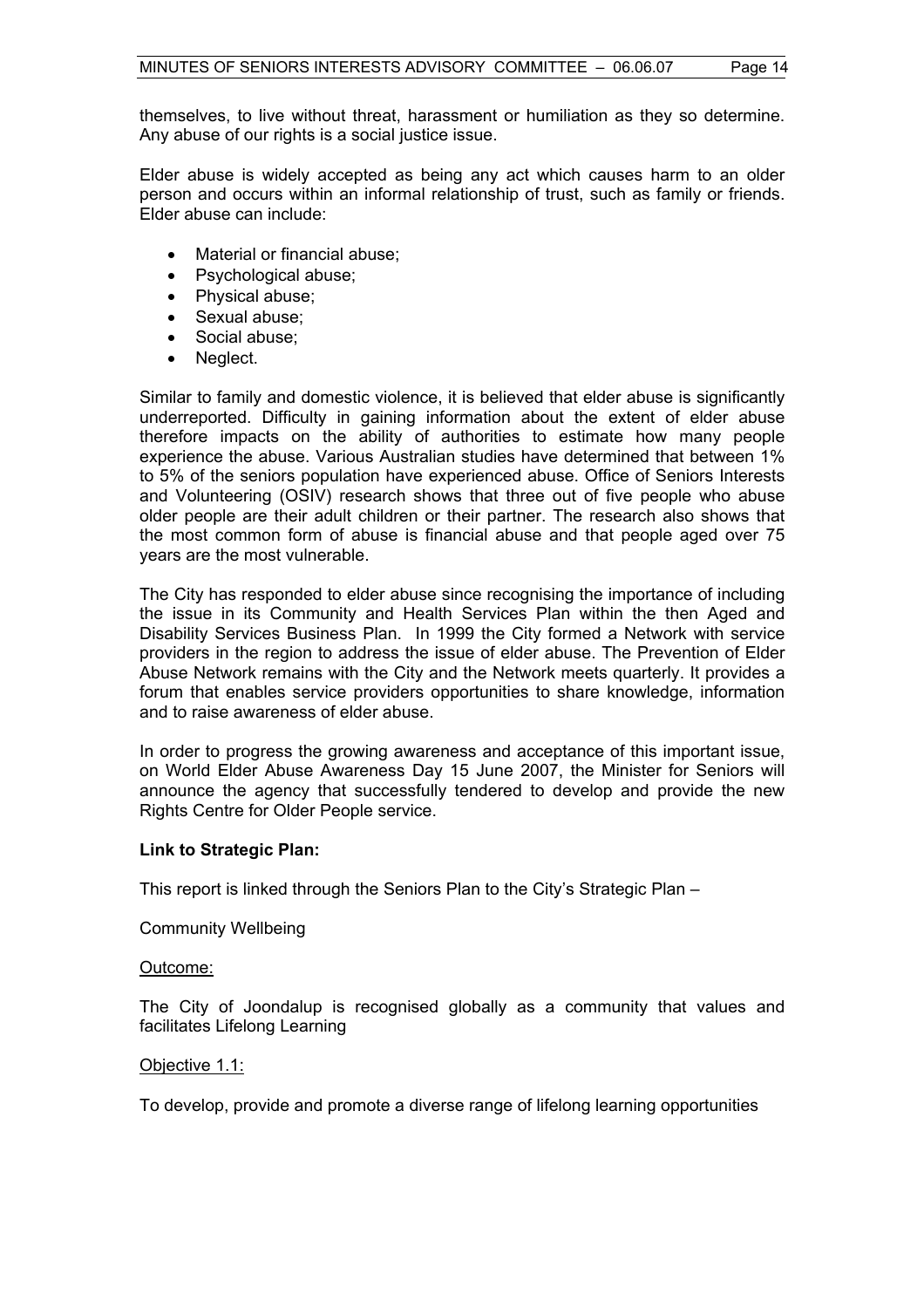themselves, to live without threat, harassment or humiliation as they so determine. Any abuse of our rights is a social justice issue.

Elder abuse is widely accepted as being any act which causes harm to an older person and occurs within an informal relationship of trust, such as family or friends. Elder abuse can include:

- Material or financial abuse;
- Psychological abuse;
- Physical abuse;
- Sexual abuse;
- Social abuse;
- Neglect.

Similar to family and domestic violence, it is believed that elder abuse is significantly underreported. Difficulty in gaining information about the extent of elder abuse therefore impacts on the ability of authorities to estimate how many people experience the abuse. Various Australian studies have determined that between 1% to 5% of the seniors population have experienced abuse. Office of Seniors Interests and Volunteering (OSIV) research shows that three out of five people who abuse older people are their adult children or their partner. The research also shows that the most common form of abuse is financial abuse and that people aged over 75 years are the most vulnerable.

The City has responded to elder abuse since recognising the importance of including the issue in its Community and Health Services Plan within the then Aged and Disability Services Business Plan. In 1999 the City formed a Network with service providers in the region to address the issue of elder abuse. The Prevention of Elder Abuse Network remains with the City and the Network meets quarterly. It provides a forum that enables service providers opportunities to share knowledge, information and to raise awareness of elder abuse.

In order to progress the growing awareness and acceptance of this important issue, on World Elder Abuse Awareness Day 15 June 2007, the Minister for Seniors will announce the agency that successfully tendered to develop and provide the new Rights Centre for Older People service.

**Link to Strategic Plan:**

This report is linked through the Seniors Plan to the City's Strategic Plan –

Community Wellbeing

Outcome:

The City of Joondalup is recognised globally as a community that values and facilitates Lifelong Learning

Objective 1.1:

To develop, provide and promote a diverse range of lifelong learning opportunities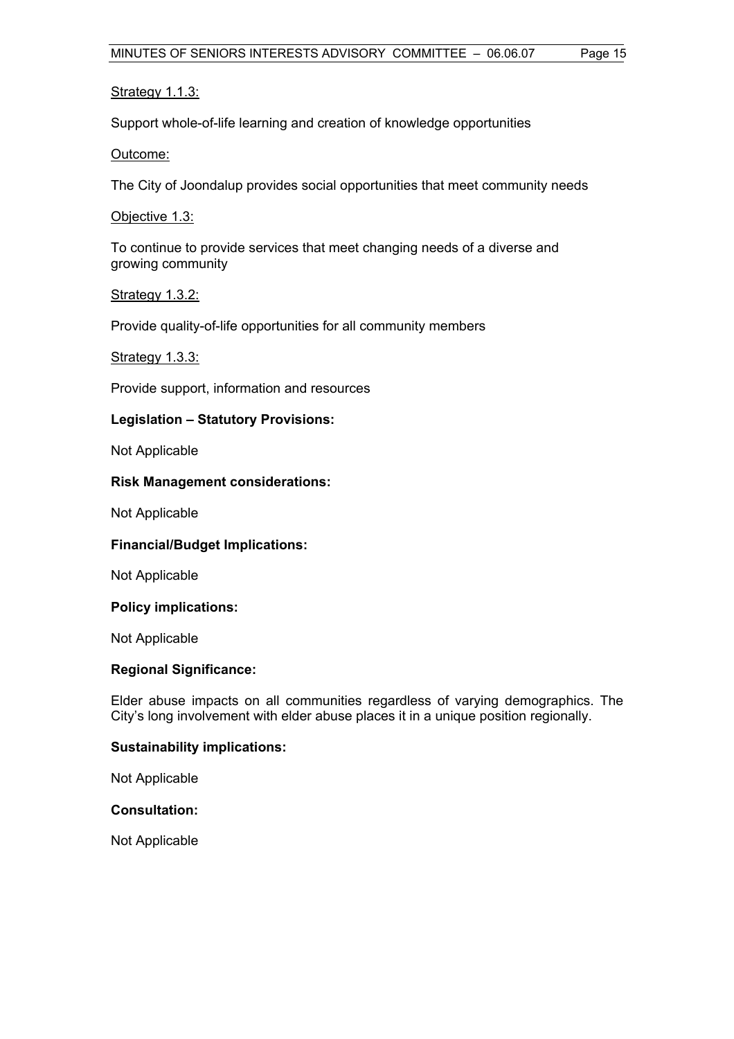<u>Strategy 1.1.3:</u>

Support whole-of-life learning and creation of knowledge opportunities

<u>Outcome:</u>

The City of Joondalup provides social opportunities that meet community needs

<u>Objective 1.3:</u>

To continue to provide services that meet changing needs of a diverse and growing community

<u>Strategy 1.3.2:</u>

Provide quality-of-life opportunities for all community members

<u>Strategy 1.3.3:</u>

Provide support, information and resources

**Legislation – Statutory Provisions:**

Not Applicable

**Risk Management considerations:**

Not Applicable

**Financial/Budget Implications:**

Not Applicable

**Policy implications:**

Not Applicable

**Regional Significance:**

Elder abuse impacts on all communities regardless of varying demographics. The City's long involvement with elder abuse places it in a unique position regionally.

**Sustainability implications:**

Not Applicable

**Consultation:**

Not Applicable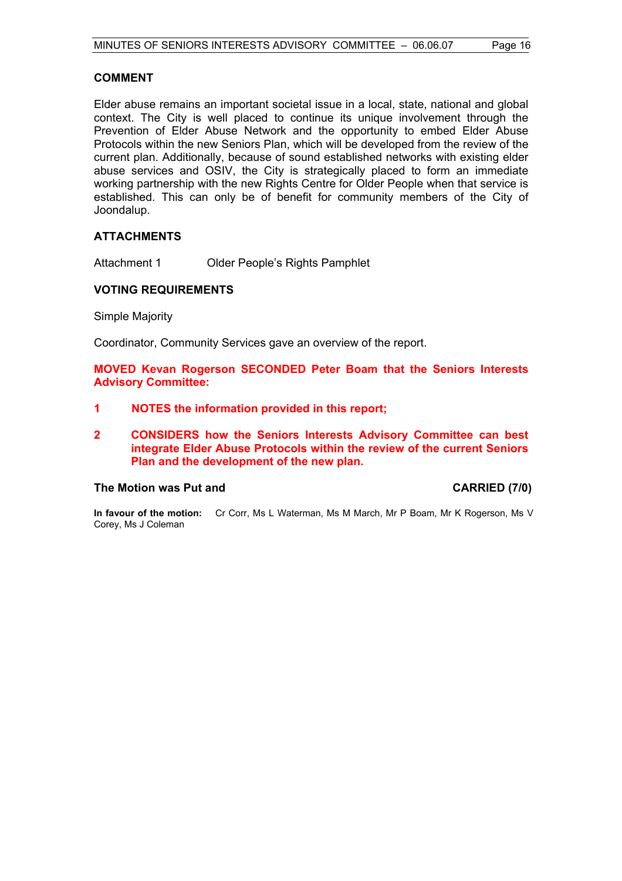## COMMENT

Elder abuse remains an important societal issue in a local, state, national and global context. The City is well placed to continue its unique involvement through the Prevention of Elder Abuse Network and the opportunity to embed Elder Abuse Protocols within the new Seniors Plan, which will be developed from the review of the current plan. Additionally, because of sound established networks with existing elder abuse services and OSIV, the City is strategically placed to form an immediate working partnership with the new Rights Centre for Older People when that service is established. This can only be of benefit for community members of the City of Joondalup.

## ATTACHMENTS

Attachment 1 Older People's Rights Pamphlet

## VOTING REQUIREMENTS

Simple Majority

Coordinator, Community Services gave an overview of the report.

**MOVED Kevan Rogerson SECONDED Peter Boam that the Seniors Interests Advisory Committee:**

**1 NOTES the information provided in this report;**

**2 CONSIDERS how the Seniors Interests Advisory Committee can best integrate Elder Abuse Protocols within the review of the current Seniors Plan and the development of the new plan.**

**The Motion was Put and CARRIED (7/0)**

**In favour of the motion:** Cr Corr, Ms L Waterman, Ms M March, Mr P Boam, Mr K Rogerson, Ms V Corey, Ms J Coleman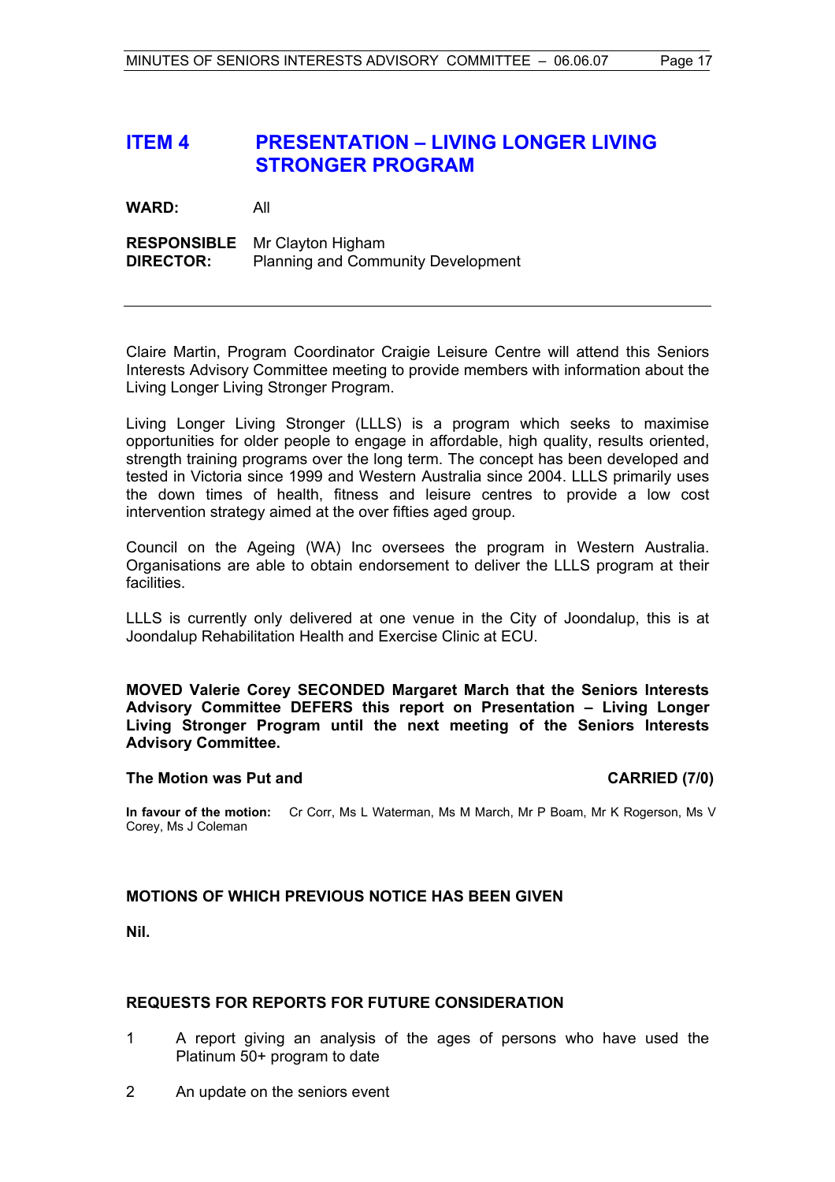## ITEM 4 PRESENTATION – LIVING LONGER LIVING STRONGER PROGRAM

**WARD:** All

**RESPONSIBLE DIRECTOR:** Mr Clayton Higham
Planning and Community Development

---

Claire Martin, Program Coordinator Craigie Leisure Centre will attend this Seniors Interests Advisory Committee meeting to provide members with information about the Living Longer Living Stronger Program.

Living Longer Living Stronger (LLLS) is a program which seeks to maximise opportunities for older people to engage in affordable, high quality, results oriented, strength training programs over the long term. The concept has been developed and tested in Victoria since 1999 and Western Australia since 2004. LLLS primarily uses the down times of health, fitness and leisure centres to provide a low cost intervention strategy aimed at the over fifties aged group.

Council on the Ageing (WA) Inc oversees the program in Western Australia. Organisations are able to obtain endorsement to deliver the LLLS program at their facilities.

LLLS is currently only delivered at one venue in the City of Joondalup, this is at Joondalup Rehabilitation Health and Exercise Clinic at ECU.

**MOVED Valerie Corey SECONDED Margaret March that the Seniors Interests Advisory Committee DEFERS this report on Presentation – Living Longer Living Stronger Program until the next meeting of the Seniors Interests Advisory Committee.**

**The Motion was Put and CARRIED (7/0)**

**In favour of the motion:** Cr Corr, Ms L Waterman, Ms M March, Mr P Boam, Mr K Rogerson, Ms V Corey, Ms J Coleman

**MOTIONS OF WHICH PREVIOUS NOTICE HAS BEEN GIVEN**

**Nil.**

**REQUESTS FOR REPORTS FOR FUTURE CONSIDERATION**

1. A report giving an analysis of the ages of persons who have used the Platinum 50+ program to date
2. An update on the seniors event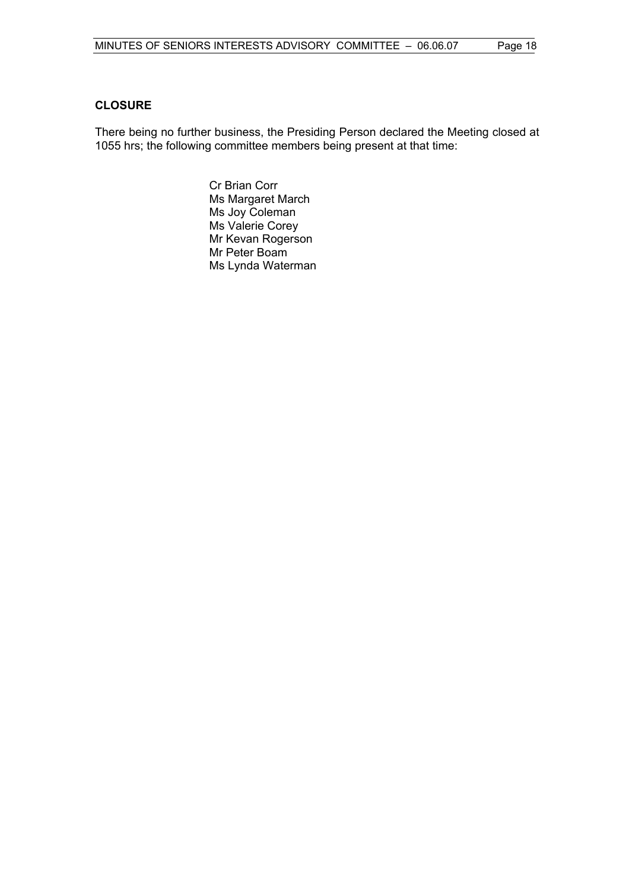## CLOSURE

There being no further business, the Presiding Person declared the Meeting closed at 1055 hrs; the following committee members being present at that time:

Cr Brian Corr
Ms Margaret March
Ms Joy Coleman
Ms Valerie Corey
Mr Kevan Rogerson
Mr Peter Boam
Ms Lynda Waterman